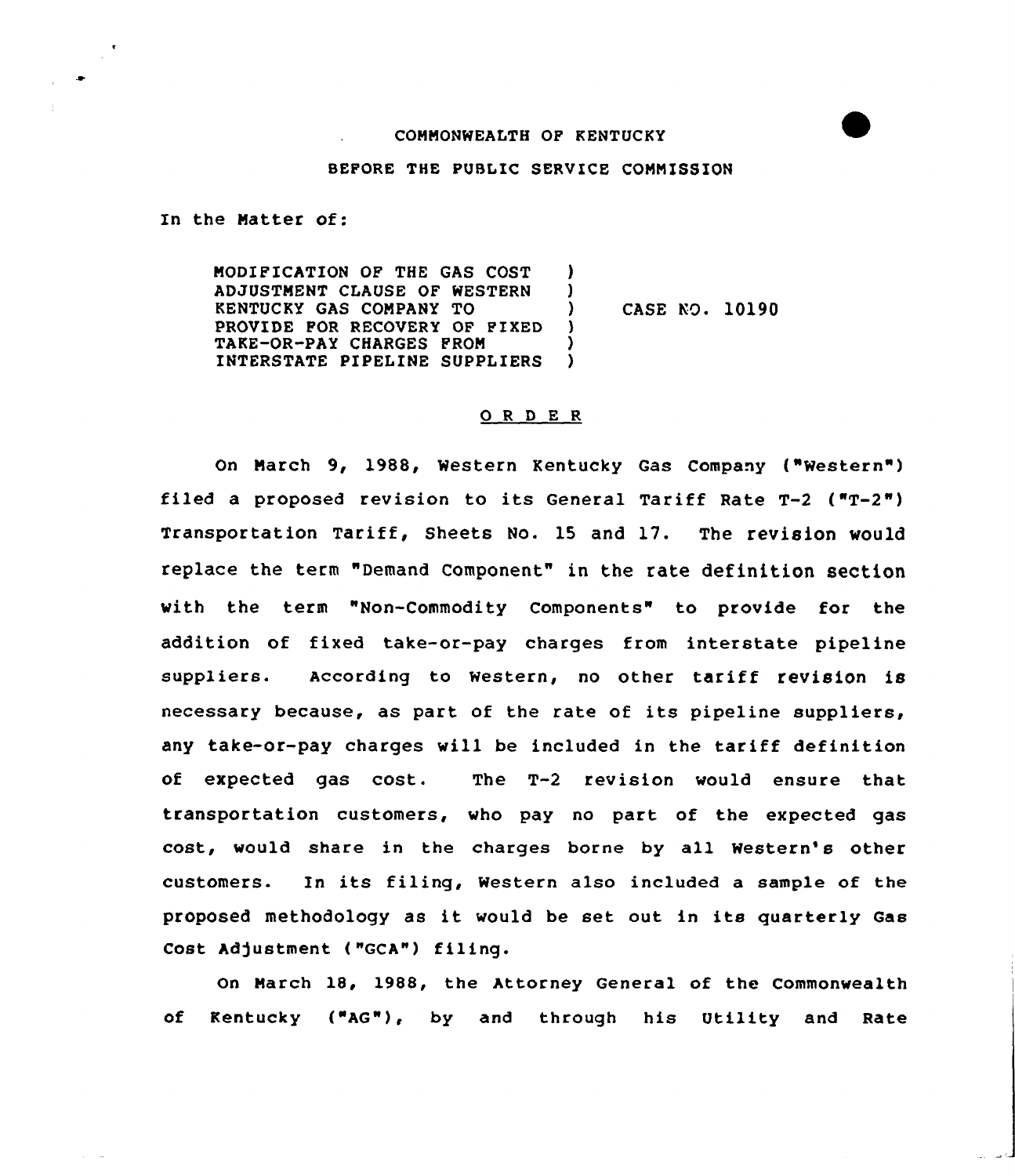COMMONWEALTH OF KENTUCKY

BEFORE THE PUBLIC SERVICE COMMISSION

In the Matter of:

| | | |
|---|---|---|
| MODIFICATION OF THE GAS COST ADJUSTMENT CLAUSE OF WESTERN KENTUCKY GAS COMPANY TO PROVIDE FOR RECOVERY OF FIXED TAKE-OR-PAY CHARGES FROM INTERSTATE PIPELINE SUPPLIERS | ) | CASE NO. 10190 |

## O R D E R

On March 9, 1988, Western Kentucky Gas Company ("Western") filed a proposed revision to its General Tariff Rate T-2 ("T-2") Transportation Tariff, Sheets No. 15 and 17. The revision would replace the term "Demand Component" in the rate definition section with the term "Non-Commodity Components" to provide for the addition of fixed take-or-pay charges from interstate pipeline suppliers. According to Western, no other tariff revision is necessary because, as part of the rate of its pipeline suppliers, any take-or-pay charges will be included in the tariff definition of expected gas cost. The T-2 revision would ensure that transportation customers, who pay no part of the expected gas cost, would share in the charges borne by all Western's other customers. In its filing, Western also included a sample of the proposed methodology as it would be set out in its quarterly Gas Cost Adjustment ("GCA") filing.

On March 18, 1988, the Attorney General of the Commonwealth of Kentucky ("AG"), by and through his Utility and Rate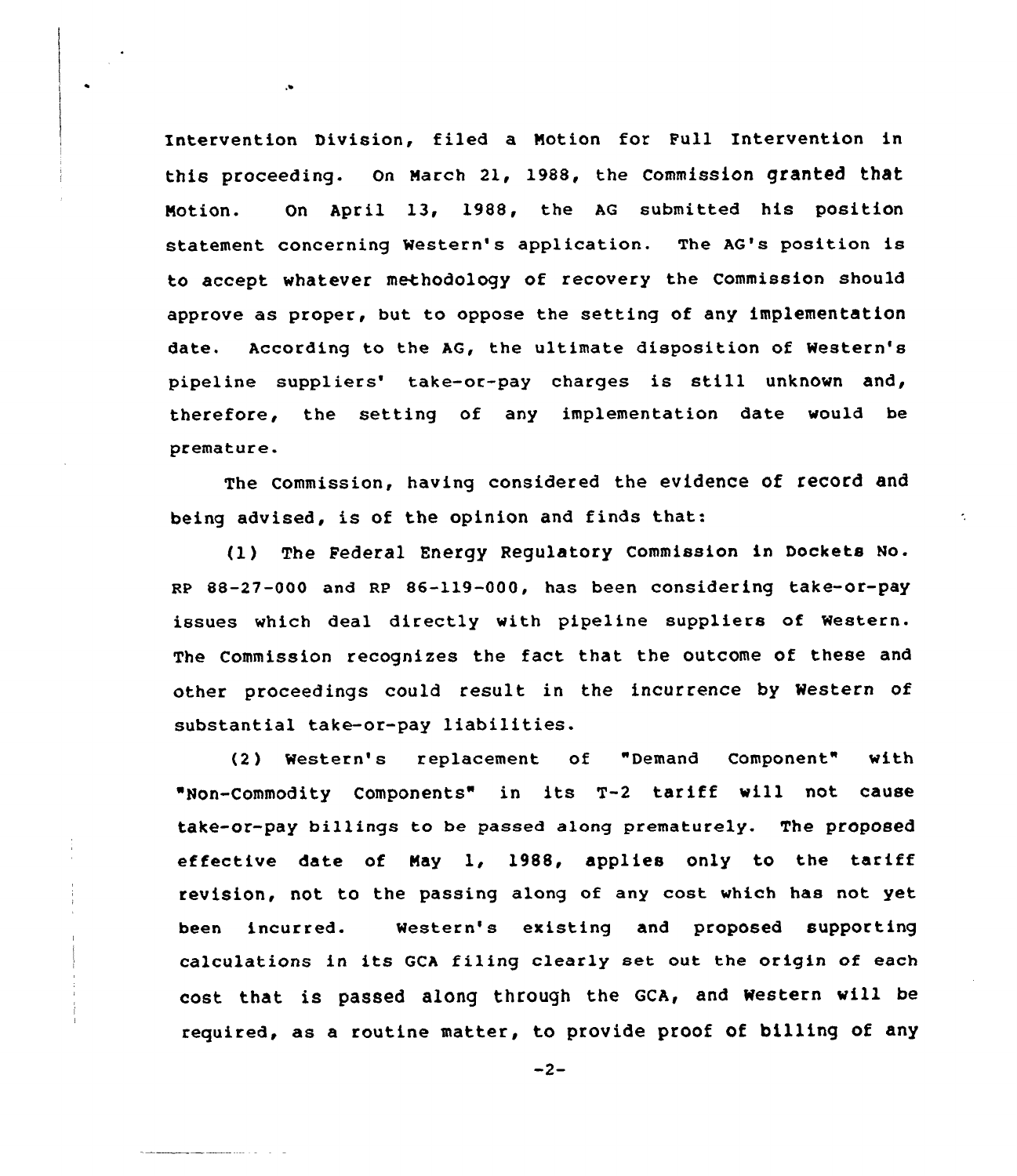Intervention Division, filed a Motion for Full Intervention in this proceeding. On March 21, 1988, the Commission granted that Motion. On April 13, 1988, the AG submitted his position statement concerning Western's application. The AG's position is to accept whatever methodology of recovery the Commission should approve as proper, but to oppose the setting of any implementation date. According to the AG, the ultimate disposition of Western's pipeline suppliers' take-or-pay charges is still unknown and, therefore, the setting of any implementation date would be premature.

The Commission, having considered the evidence of record and being advised, is of the opinion and finds that:

(1) The Federal Energy Regulatory Commission in Dockets No. RP 88-27-000 and RP 86-119-000, has been considering take-or-pay issues which deal directly with pipeline suppliers of Western. The Commission recognizes the fact that the outcome of these and other proceedings could result in the incurrence by Western of substantial take-or-pay liabilities.

(2) Western's replacement of "Demand Component" with "Non-Commodity Components" in its T-2 tariff will not cause take-or-pay billings to be passed along prematurely. The proposed effective date of May 1, 1988, applies only to the tariff revision, not to the passing along of any cost which has not yet been incurred. Western's existing and proposed supporting calculations in its GCA filing clearly set out the origin of each cost that is passed along through the GCA, and Western will be required, as a routine matter, to provide proof of billing of any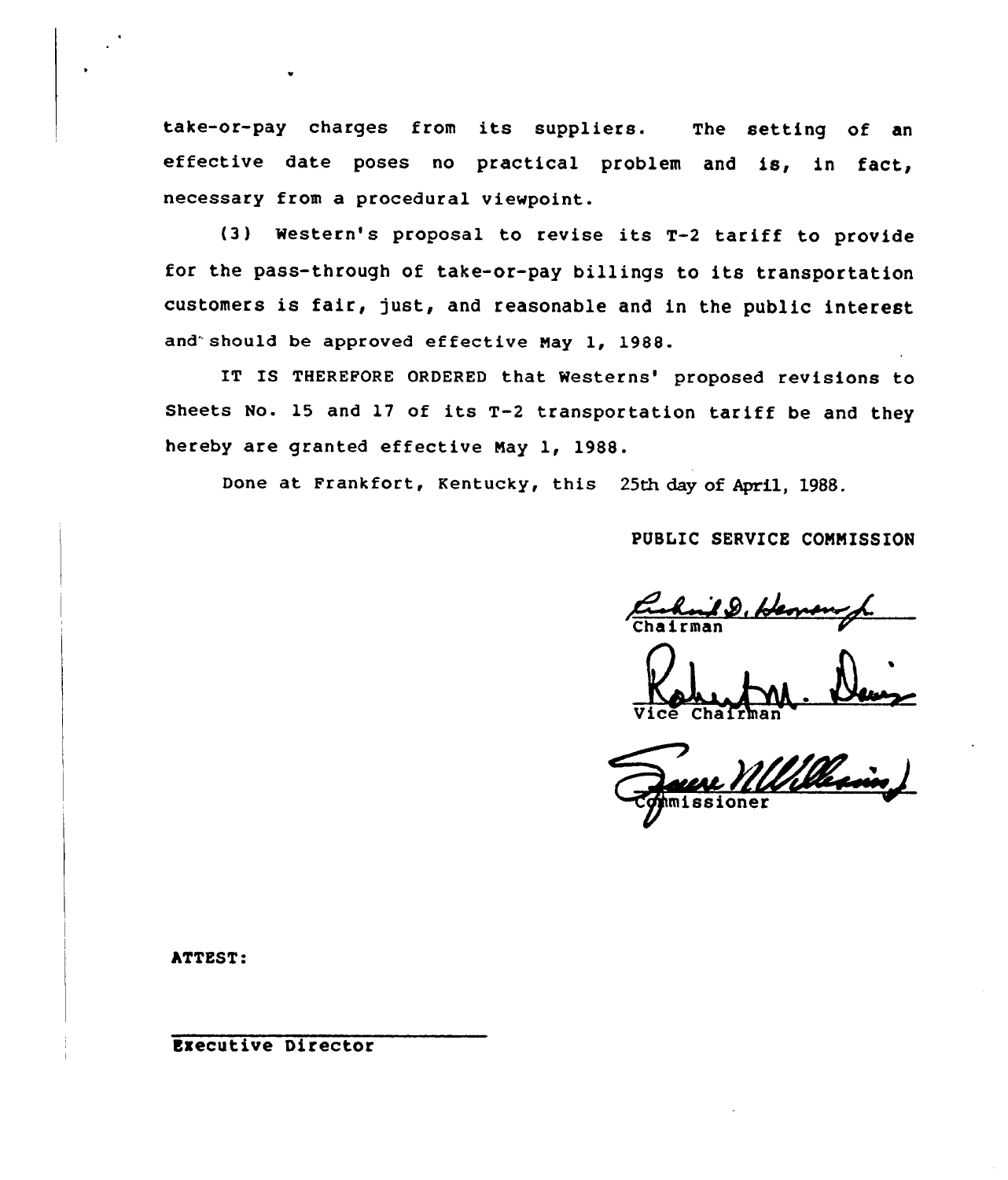take-or-pay charges from its suppliers. The setting of an effective date poses no practical problem and is, in fact, necessary from a procedural viewpoint.

(3) Western's proposal to revise its T-2 tariff to provide for the pass-through of take-or-pay billings to its transportation customers is fair, just, and reasonable and in the public interest and should be approved effective May 1, 1988.

IT IS THEREFORE ORDERED that Westerns' proposed revisions to Sheets No. 15 and 17 of its T-2 transportation tariff be and they hereby are granted effective May 1, 1988.

Done at Frankfort, Kentucky, this 25th day of April, 1988.

PUBLIC SERVICE COMMISSION

Chairman

Vice Chairman

Commissioner

ATTEST:

Executive Director